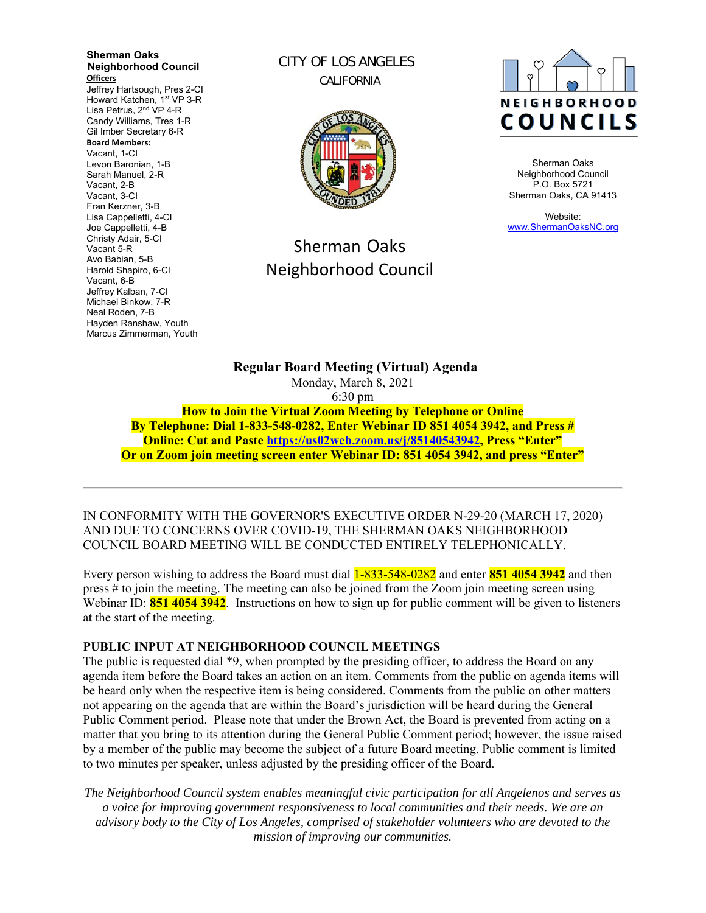**Sherman Oaks Neighborhood Council**

**Officers**

Jeffrey Hartsough, Pres 2-CI
Howard Katchen, 1st VP 3-R
Lisa Petrus, 2nd VP 4-R
Candy Williams, Tres 1-R
Gil Imber Secretary 6-R

**Board Members:**

Vacant, 1-CI
Levon Baronian, 1-B
Sarah Manuel, 2-R
Vacant, 2-B
Vacant, 3-CI
Fran Kerzner, 3-B
Lisa Cappelletti, 4-CI
Joe Cappelletti, 4-B
Christy Adair, 5-CI
Vacant 5-R
Avo Babian, 5-B
Harold Shapiro, 6-CI
Vacant, 6-B
Jeffrey Kalban, 7-CI
Michael Binkow, 7-R
Neal Roden, 7-B
Hayden Ranshaw, Youth
Marcus Zimmerman, Youth

CITY OF LOS ANGELES
CALIFORNIA

Sherman Oaks
Neighborhood Council

NEIGHBORHOOD COUNCILS

Sherman Oaks
Neighborhood Council
P.O. Box 5721
Sherman Oaks, CA 91413

Website:
www.ShermanOaksNC.org

**Regular Board Meeting (Virtual) Agenda**

Monday, March 8, 2021
6:30 pm

**How to Join the Virtual Zoom Meeting by Telephone or Online**
**By Telephone: Dial 1-833-548-0282, Enter Webinar ID 851 4054 3942, and Press #**
**Online: Cut and Paste https://us02web.zoom.us/j/85140543942, Press "Enter"**
**Or on Zoom join meeting screen enter Webinar ID: 851 4054 3942, and press "Enter"**

---

IN CONFORMITY WITH THE GOVERNOR'S EXECUTIVE ORDER N-29-20 (MARCH 17, 2020) AND DUE TO CONCERNS OVER COVID-19, THE SHERMAN OAKS NEIGHBORHOOD COUNCIL BOARD MEETING WILL BE CONDUCTED ENTIRELY TELEPHONICALLY.

Every person wishing to address the Board must dial 1-833-548-0282 and enter **851 4054 3942** and then press # to join the meeting. The meeting can also be joined from the Zoom join meeting screen using Webinar ID: **851 4054 3942**. Instructions on how to sign up for public comment will be given to listeners at the start of the meeting.

**PUBLIC INPUT AT NEIGHBORHOOD COUNCIL MEETINGS**

The public is requested dial *9, when prompted by the presiding officer, to address the Board on any agenda item before the Board takes an action on an item. Comments from the public on agenda items will be heard only when the respective item is being considered. Comments from the public on other matters not appearing on the agenda that are within the Board's jurisdiction will be heard during the General Public Comment period. Please note that under the Brown Act, the Board is prevented from acting on a matter that you bring to its attention during the General Public Comment period; however, the issue raised by a member of the public may become the subject of a future Board meeting. Public comment is limited to two minutes per speaker, unless adjusted by the presiding officer of the Board.

*The Neighborhood Council system enables meaningful civic participation for all Angelenos and serves as a voice for improving government responsiveness to local communities and their needs. We are an advisory body to the City of Los Angeles, comprised of stakeholder volunteers who are devoted to the mission of improving our communities.*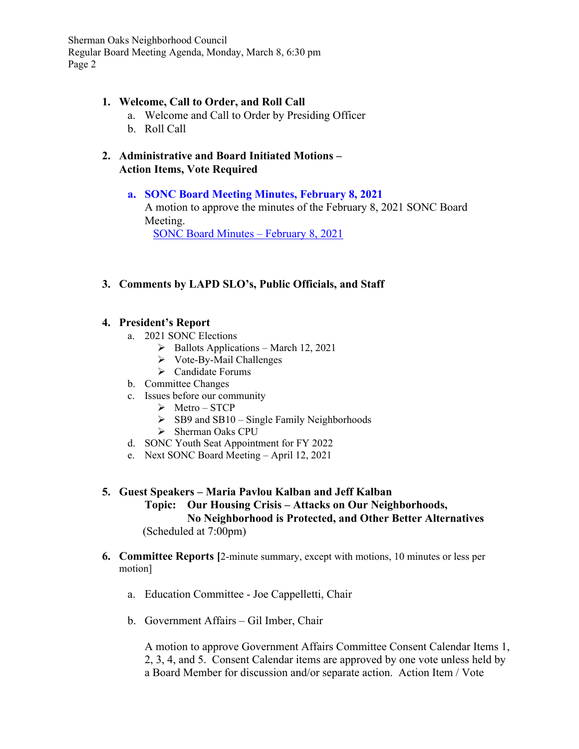1. **Welcome, Call to Order, and Roll Call**
   a. Welcome and Call to Order by Presiding Officer
   b. Roll Call

2. **Administrative and Board Initiated Motions – Action Items, Vote Required**

   a. **SONC Board Meeting Minutes, February 8, 2021**
   A motion to approve the minutes of the February 8, 2021 SONC Board Meeting.
   SONC Board Minutes – February 8, 2021

3. **Comments by LAPD SLO's, Public Officials, and Staff**

4. **President's Report**
   a. 2021 SONC Elections
      - Ballots Applications – March 12, 2021
      - Vote-By-Mail Challenges
      - Candidate Forums
   b. Committee Changes
   c. Issues before our community
      - Metro – STCP
      - SB9 and SB10 – Single Family Neighborhoods
      - Sherman Oaks CPU
   d. SONC Youth Seat Appointment for FY 2022
   e. Next SONC Board Meeting – April 12, 2021

5. **Guest Speakers – Maria Pavlou Kalban and Jeff Kalban**
   **Topic: Our Housing Crisis – Attacks on Our Neighborhoods, No Neighborhood is Protected, and Other Better Alternatives**
   (Scheduled at 7:00pm)

6. **Committee Reports [**2-minute summary, except with motions, 10 minutes or less per motion]

   a. Education Committee - Joe Cappelletti, Chair

   b. Government Affairs – Gil Imber, Chair

   A motion to approve Government Affairs Committee Consent Calendar Items 1, 2, 3, 4, and 5. Consent Calendar items are approved by one vote unless held by a Board Member for discussion and/or separate action. Action Item / Vote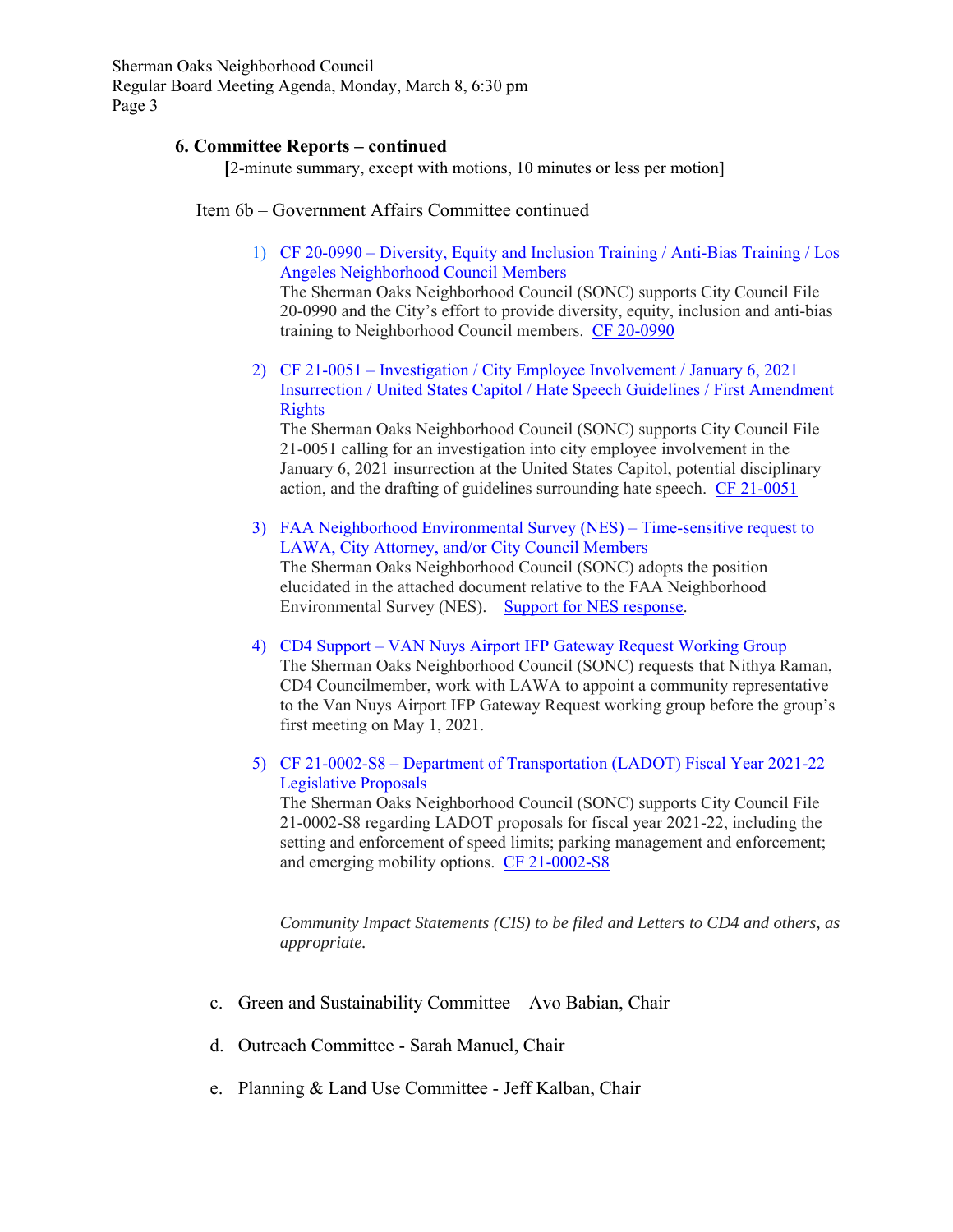## 6. Committee Reports – continued

**[**2-minute summary, except with motions, 10 minutes or less per motion]

Item 6b – Government Affairs Committee continued

1) CF 20-0990 – Diversity, Equity and Inclusion Training / Anti-Bias Training / Los Angeles Neighborhood Council Members
   The Sherman Oaks Neighborhood Council (SONC) supports City Council File 20-0990 and the City's effort to provide diversity, equity, inclusion and anti-bias training to Neighborhood Council members. CF 20-0990

2) CF 21-0051 – Investigation / City Employee Involvement / January 6, 2021 Insurrection / United States Capitol / Hate Speech Guidelines / First Amendment Rights
   The Sherman Oaks Neighborhood Council (SONC) supports City Council File 21-0051 calling for an investigation into city employee involvement in the January 6, 2021 insurrection at the United States Capitol, potential disciplinary action, and the drafting of guidelines surrounding hate speech. CF 21-0051

3) FAA Neighborhood Environmental Survey (NES) – Time-sensitive request to LAWA, City Attorney, and/or City Council Members
   The Sherman Oaks Neighborhood Council (SONC) adopts the position elucidated in the attached document relative to the FAA Neighborhood Environmental Survey (NES). Support for NES response.

4) CD4 Support – VAN Nuys Airport IFP Gateway Request Working Group
   The Sherman Oaks Neighborhood Council (SONC) requests that Nithya Raman, CD4 Councilmember, work with LAWA to appoint a community representative to the Van Nuys Airport IFP Gateway Request working group before the group's first meeting on May 1, 2021.

5) CF 21-0002-S8 – Department of Transportation (LADOT) Fiscal Year 2021-22 Legislative Proposals
   The Sherman Oaks Neighborhood Council (SONC) supports City Council File 21-0002-S8 regarding LADOT proposals for fiscal year 2021-22, including the setting and enforcement of speed limits; parking management and enforcement; and emerging mobility options. CF 21-0002-S8

*Community Impact Statements (CIS) to be filed and Letters to CD4 and others, as appropriate.*

c. Green and Sustainability Committee – Avo Babian, Chair

d. Outreach Committee - Sarah Manuel, Chair

e. Planning & Land Use Committee - Jeff Kalban, Chair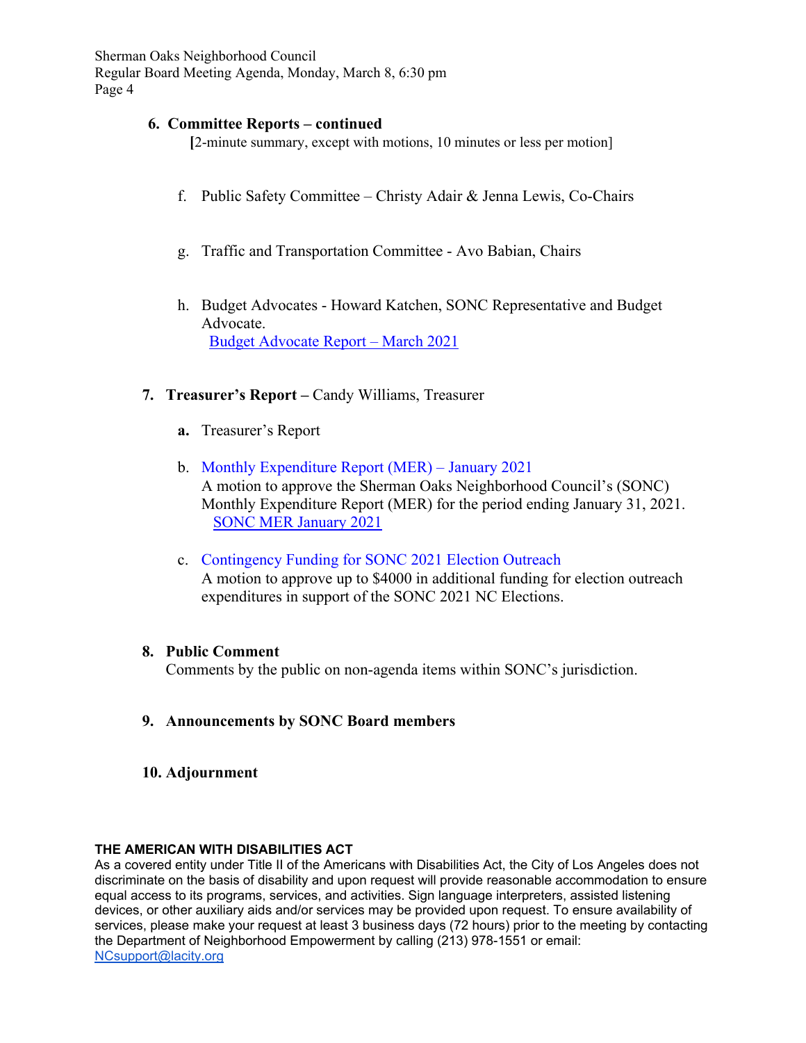## 6. Committee Reports – continued

[2-minute summary, except with motions, 10 minutes or less per motion]

f. Public Safety Committee – Christy Adair & Jenna Lewis, Co-Chairs

g. Traffic and Transportation Committee - Avo Babian, Chairs

h. Budget Advocates - Howard Katchen, SONC Representative and Budget Advocate.
   Budget Advocate Report – March 2021

## 7. Treasurer's Report – Candy Williams, Treasurer

**a.** Treasurer's Report

b. Monthly Expenditure Report (MER) – January 2021
   A motion to approve the Sherman Oaks Neighborhood Council's (SONC) Monthly Expenditure Report (MER) for the period ending January 31, 2021.
   SONC MER January 2021

c. Contingency Funding for SONC 2021 Election Outreach
   A motion to approve up to $4000 in additional funding for election outreach expenditures in support of the SONC 2021 NC Elections.

## 8. Public Comment

Comments by the public on non-agenda items within SONC's jurisdiction.

## 9. Announcements by SONC Board members

## 10. Adjournment

**THE AMERICAN WITH DISABILITIES ACT**

As a covered entity under Title II of the Americans with Disabilities Act, the City of Los Angeles does not discriminate on the basis of disability and upon request will provide reasonable accommodation to ensure equal access to its programs, services, and activities. Sign language interpreters, assisted listening devices, or other auxiliary aids and/or services may be provided upon request. To ensure availability of services, please make your request at least 3 business days (72 hours) prior to the meeting by contacting the Department of Neighborhood Empowerment by calling (213) 978-1551 or email: NCsupport@lacity.org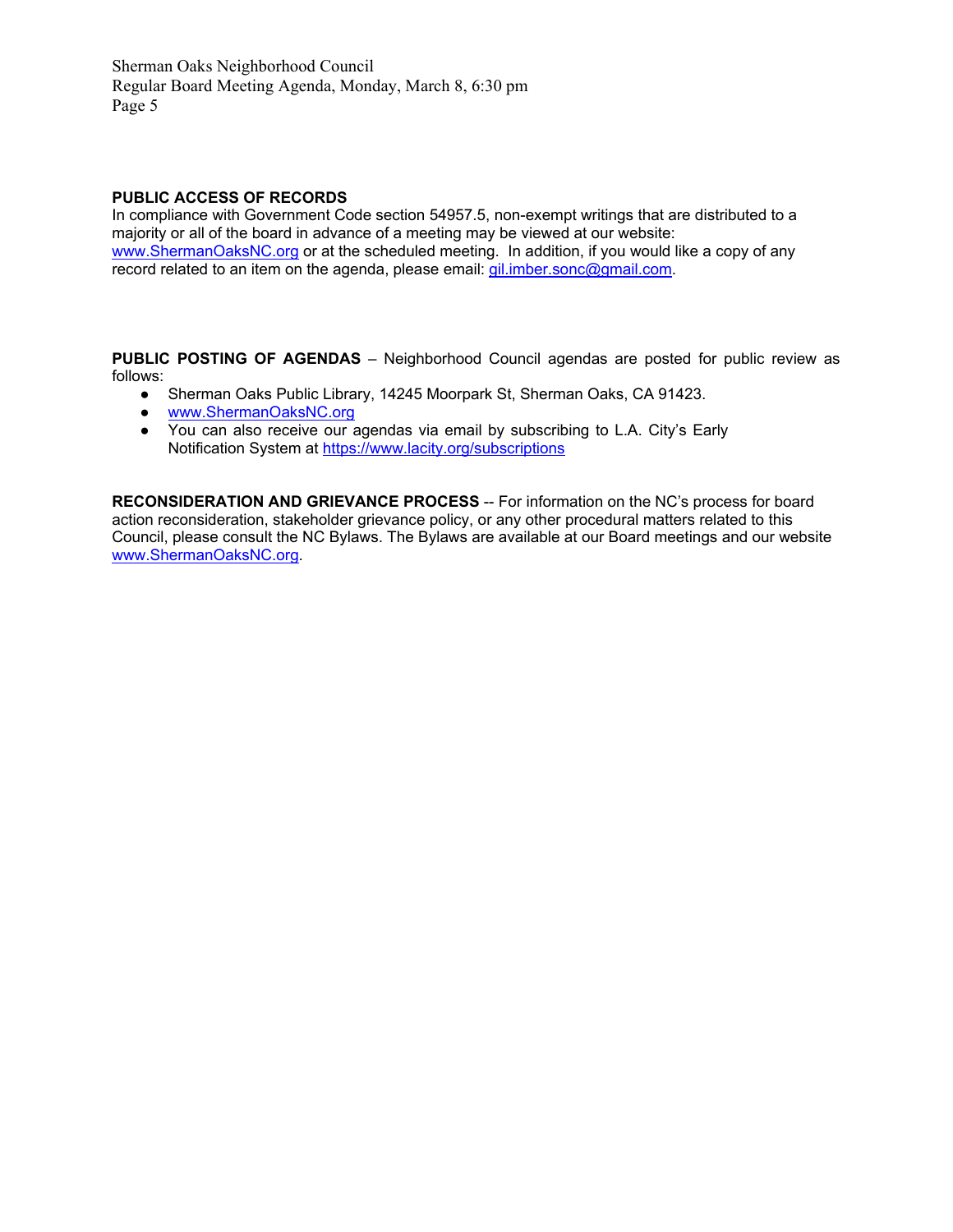**PUBLIC ACCESS OF RECORDS**
In compliance with Government Code section 54957.5, non-exempt writings that are distributed to a majority or all of the board in advance of a meeting may be viewed at our website: www.ShermanOaksNC.org or at the scheduled meeting. In addition, if you would like a copy of any record related to an item on the agenda, please email: gil.imber.sonc@gmail.com.

**PUBLIC POSTING OF AGENDAS** – Neighborhood Council agendas are posted for public review as follows:

- Sherman Oaks Public Library, 14245 Moorpark St, Sherman Oaks, CA 91423.
- www.ShermanOaksNC.org
- You can also receive our agendas via email by subscribing to L.A. City's Early Notification System at https://www.lacity.org/subscriptions

**RECONSIDERATION AND GRIEVANCE PROCESS** -- For information on the NC's process for board action reconsideration, stakeholder grievance policy, or any other procedural matters related to this Council, please consult the NC Bylaws. The Bylaws are available at our Board meetings and our website www.ShermanOaksNC.org.